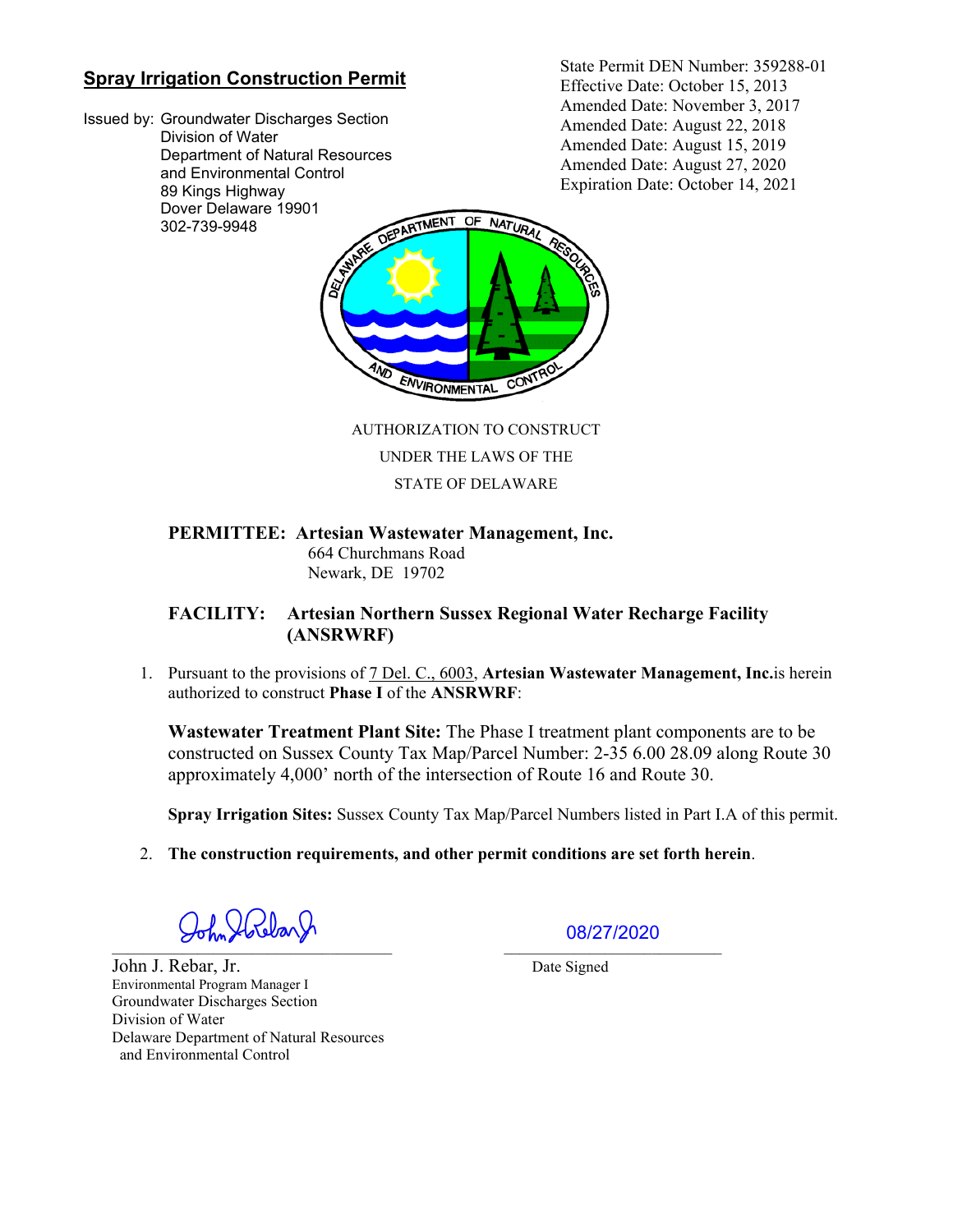## Spray Irrigation Construction Permit

Issued by: Groundwater Discharges Section
Division of Water
Department of Natural Resources
and Environmental Control
89 Kings Highway
Dover Delaware 19901
302-739-9948

State Permit DEN Number: 359288-01
Effective Date: October 15, 2013
Amended Date: November 3, 2017
Amended Date: August 22, 2018
Amended Date: August 15, 2019
Amended Date: August 27, 2020
Expiration Date: October 14, 2021

AUTHORIZATION TO CONSTRUCT
UNDER THE LAWS OF THE
STATE OF DELAWARE

**PERMITTEE: Artesian Wastewater Management, Inc.**
664 Churchmans Road
Newark, DE 19702

**FACILITY: Artesian Northern Sussex Regional Water Recharge Facility (ANSRWRF)**

1. Pursuant to the provisions of 7 Del. C., 6003, **Artesian Wastewater Management, Inc.** is herein authorized to construct **Phase I** of the **ANSRWRF**:

   **Wastewater Treatment Plant Site:** The Phase I treatment plant components are to be constructed on Sussex County Tax Map/Parcel Number: 2-35 6.00 28.09 along Route 30 approximately 4,000' north of the intersection of Route 16 and Route 30.

   **Spray Irrigation Sites:** Sussex County Tax Map/Parcel Numbers listed in Part I.A of this permit.

2. **The construction requirements, and other permit conditions are set forth herein**.

John J. Rebar, Jr.
Environmental Program Manager I
Groundwater Discharges Section
Division of Water
Delaware Department of Natural Resources
and Environmental Control

08/27/2020
Date Signed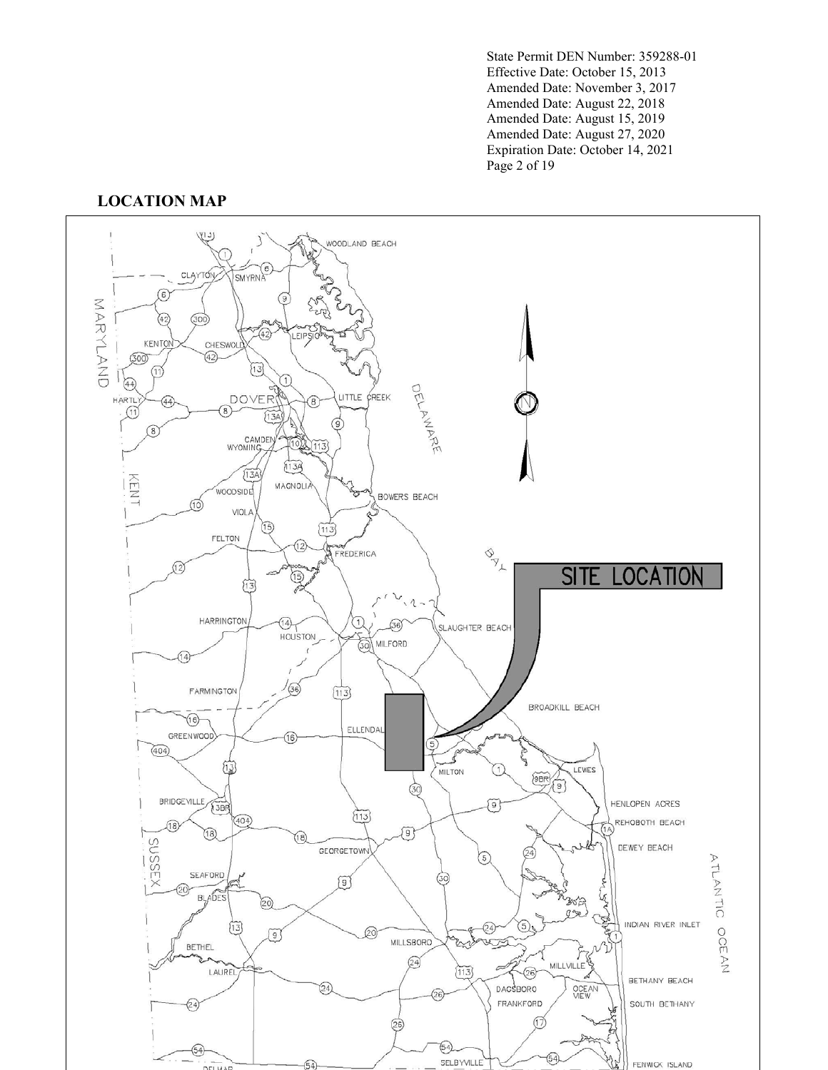State Permit DEN Number: 359288-01
Effective Date: October 15, 2013
Amended Date: November 3, 2017
Amended Date: August 22, 2018
Amended Date: August 15, 2019
Amended Date: August 27, 2020
Expiration Date: October 14, 2021

## LOCATION MAP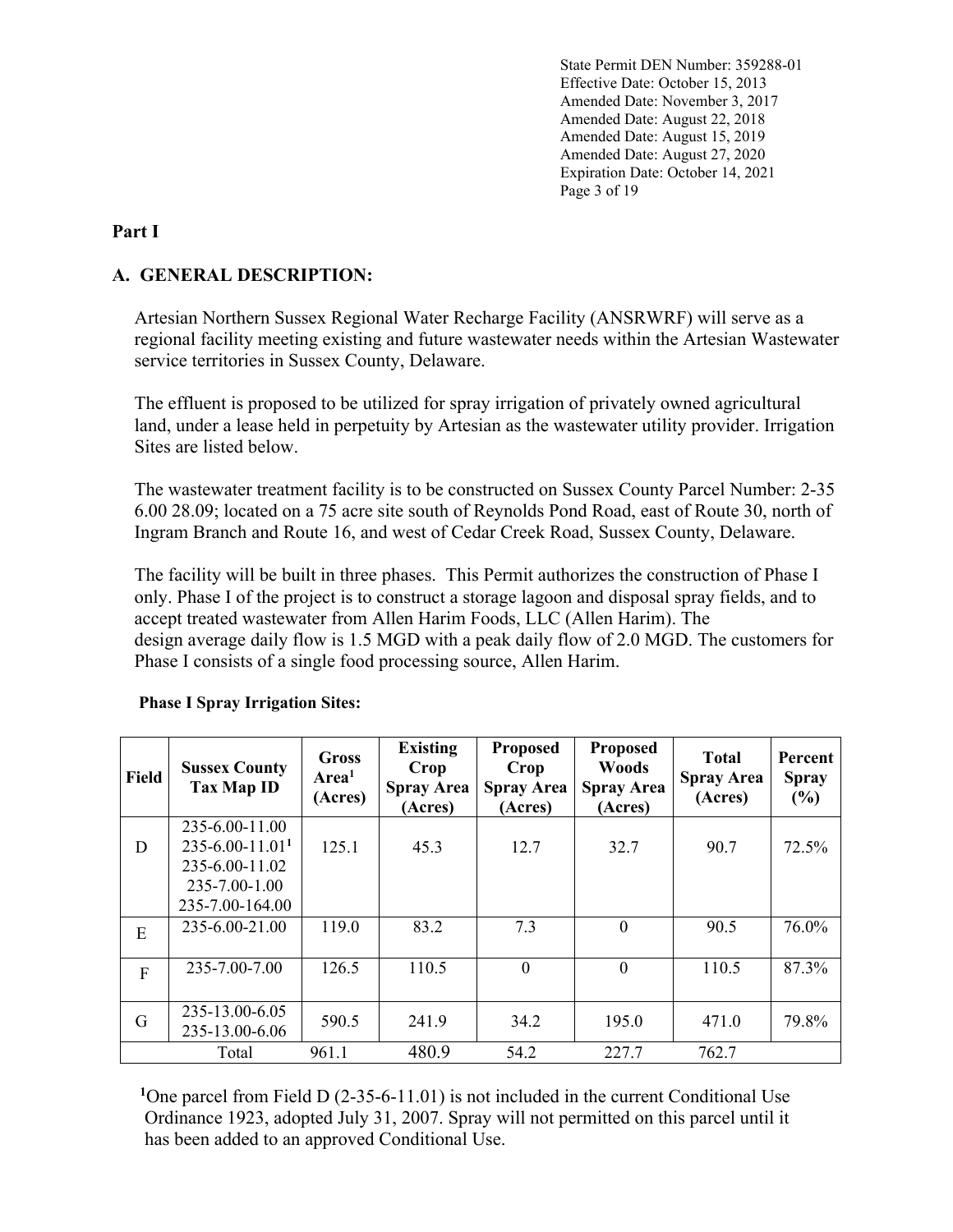## Part I

### A. GENERAL DESCRIPTION:

Artesian Northern Sussex Regional Water Recharge Facility (ANSRWRF) will serve as a regional facility meeting existing and future wastewater needs within the Artesian Wastewater service territories in Sussex County, Delaware.

The effluent is proposed to be utilized for spray irrigation of privately owned agricultural land, under a lease held in perpetuity by Artesian as the wastewater utility provider. Irrigation Sites are listed below.

The wastewater treatment facility is to be constructed on Sussex County Parcel Number: 2-35 6.00 28.09; located on a 75 acre site south of Reynolds Pond Road, east of Route 30, north of Ingram Branch and Route 16, and west of Cedar Creek Road, Sussex County, Delaware.

The facility will be built in three phases. This Permit authorizes the construction of Phase I only. Phase I of the project is to construct a storage lagoon and disposal spray fields, and to accept treated wastewater from Allen Harim Foods, LLC (Allen Harim). The design average daily flow is 1.5 MGD with a peak daily flow of 2.0 MGD. The customers for Phase I consists of a single food processing source, Allen Harim.

**Phase I Spray Irrigation Sites:**

| Field | Sussex County Tax Map ID | Gross Area[1] (Acres) | Existing Crop Spray Area (Acres) | Proposed Crop Spray Area (Acres) | Proposed Woods Spray Area (Acres) | Total Spray Area (Acres) | Percent Spray (%) |
|---|---|---|---|---|---|---|---|
| D | 235-6.00-11.00<br>235-6.00-11.01[1]<br>235-6.00-11.02<br>235-7.00-1.00<br>235-7.00-164.00 | 125.1 | 45.3 | 12.7 | 32.7 | 90.7 | 72.5% |
| E | 235-6.00-21.00 | 119.0 | 83.2 | 7.3 | 0 | 90.5 | 76.0% |
| F | 235-7.00-7.00 | 126.5 | 110.5 | 0 | 0 | 110.5 | 87.3% |
| G | 235-13.00-6.05<br>235-13.00-6.06 | 590.5 | 241.9 | 34.2 | 195.0 | 471.0 | 79.8% |
| | Total | 961.1 | 480.9 | 54.2 | 227.7 | 762.7 | |

[1]One parcel from Field D (2-35-6-11.01) is not included in the current Conditional Use Ordinance 1923, adopted July 31, 2007. Spray will not permitted on this parcel until it has been added to an approved Conditional Use.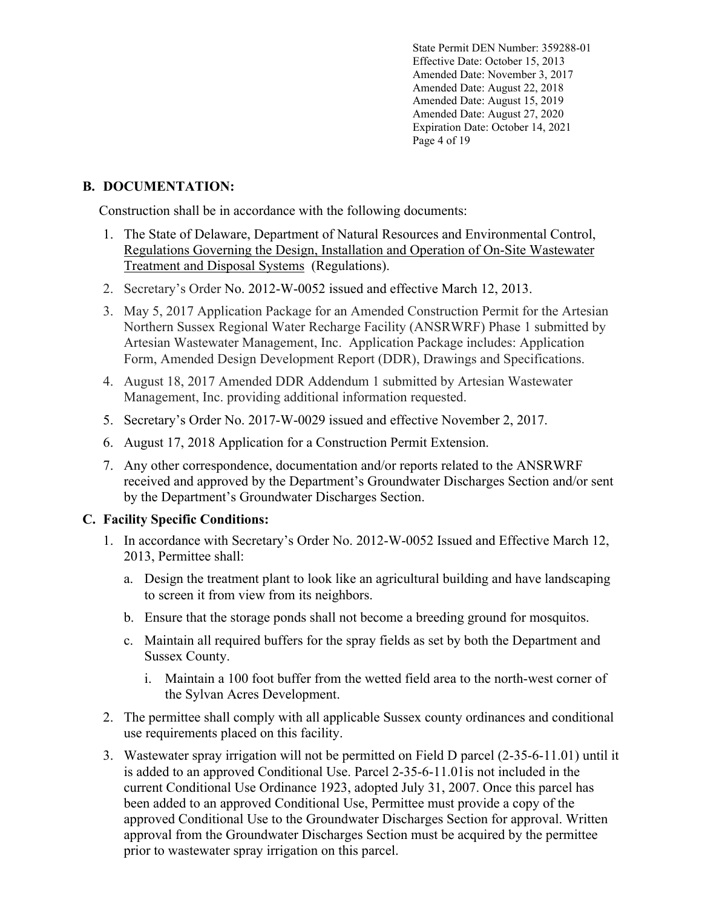## B. DOCUMENTATION:

Construction shall be in accordance with the following documents:

1. The State of Delaware, Department of Natural Resources and Environmental Control, Regulations Governing the Design, Installation and Operation of On-Site Wastewater Treatment and Disposal Systems (Regulations).
2. Secretary's Order No. 2012-W-0052 issued and effective March 12, 2013.
3. May 5, 2017 Application Package for an Amended Construction Permit for the Artesian Northern Sussex Regional Water Recharge Facility (ANSRWRF) Phase 1 submitted by Artesian Wastewater Management, Inc. Application Package includes: Application Form, Amended Design Development Report (DDR), Drawings and Specifications.
4. August 18, 2017 Amended DDR Addendum 1 submitted by Artesian Wastewater Management, Inc. providing additional information requested.
5. Secretary's Order No. 2017-W-0029 issued and effective November 2, 2017.
6. August 17, 2018 Application for a Construction Permit Extension.
7. Any other correspondence, documentation and/or reports related to the ANSRWRF received and approved by the Department's Groundwater Discharges Section and/or sent by the Department's Groundwater Discharges Section.

## C. Facility Specific Conditions:

1. In accordance with Secretary's Order No. 2012-W-0052 Issued and Effective March 12, 2013, Permittee shall:
   a. Design the treatment plant to look like an agricultural building and have landscaping to screen it from view from its neighbors.
   b. Ensure that the storage ponds shall not become a breeding ground for mosquitos.
   c. Maintain all required buffers for the spray fields as set by both the Department and Sussex County.
      i. Maintain a 100 foot buffer from the wetted field area to the north-west corner of the Sylvan Acres Development.
2. The permittee shall comply with all applicable Sussex county ordinances and conditional use requirements placed on this facility.
3. Wastewater spray irrigation will not be permitted on Field D parcel (2-35-6-11.01) until it is added to an approved Conditional Use. Parcel 2-35-6-11.01is not included in the current Conditional Use Ordinance 1923, adopted July 31, 2007. Once this parcel has been added to an approved Conditional Use, Permittee must provide a copy of the approved Conditional Use to the Groundwater Discharges Section for approval. Written approval from the Groundwater Discharges Section must be acquired by the permittee prior to wastewater spray irrigation on this parcel.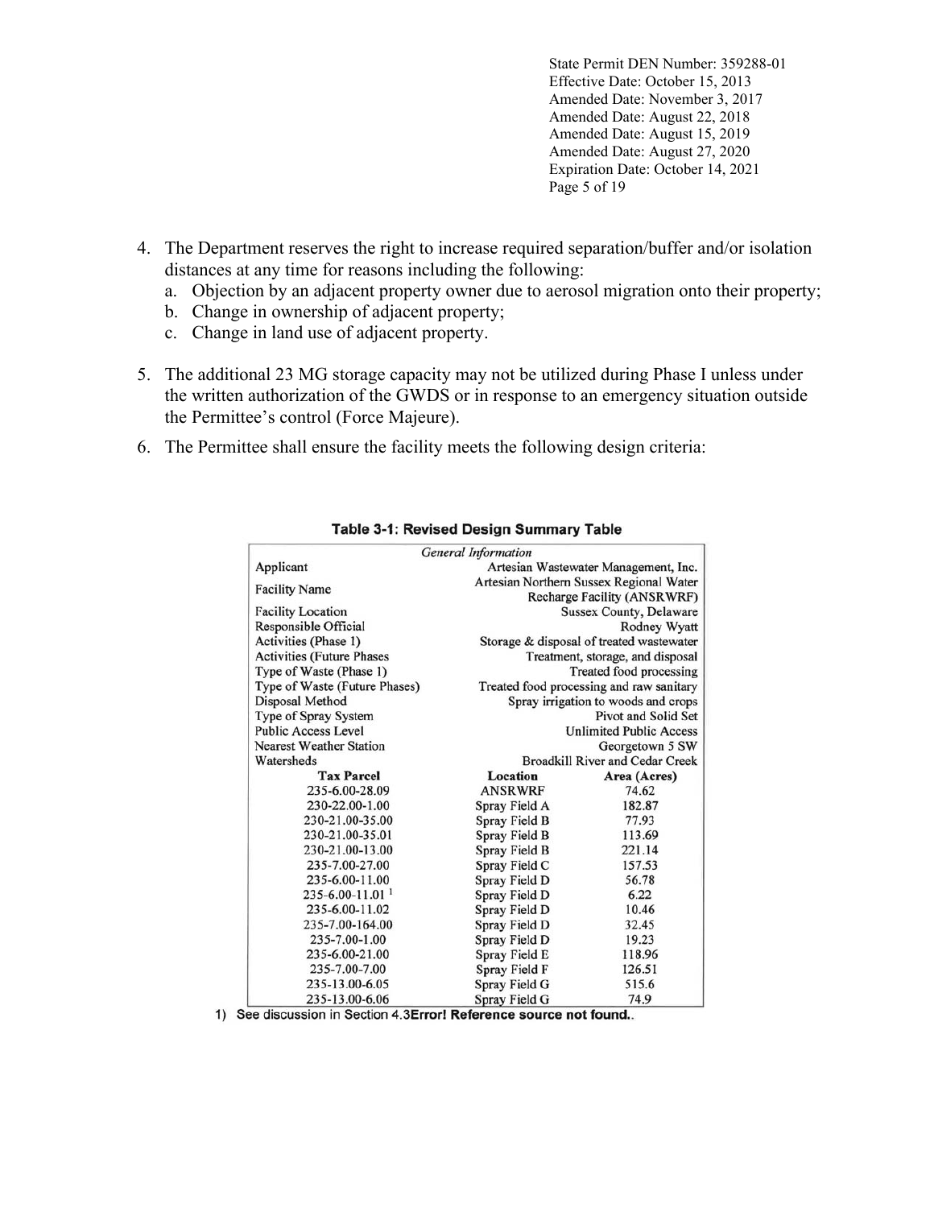4. The Department reserves the right to increase required separation/buffer and/or isolation distances at any time for reasons including the following:
   a. Objection by an adjacent property owner due to aerosol migration onto their property;
   b. Change in ownership of adjacent property;
   c. Change in land use of adjacent property.

5. The additional 23 MG storage capacity may not be utilized during Phase I unless under the written authorization of the GWDS or in response to an emergency situation outside the Permittee's control (Force Majeure).

6. The Permittee shall ensure the facility meets the following design criteria:

**Table 3-1: Revised Design Summary Table**

| *General Information* | | |
|---|---|---|
| Applicant | | Artesian Wastewater Management, Inc. |
| Facility Name | | Artesian Northern Sussex Regional Water Recharge Facility (ANSRWRF) |
| Facility Location | | Sussex County, Delaware |
| Responsible Official | | Rodney Wyatt |
| Activities (Phase 1) | | Storage & disposal of treated wastewater |
| Activities (Future Phases | | Treatment, storage, and disposal |
| Type of Waste (Phase 1) | | Treated food processing |
| Type of Waste (Future Phases) | | Treated food processing and raw sanitary |
| Disposal Method | | Spray irrigation to woods and crops |
| Type of Spray System | | Pivot and Solid Set |
| Public Access Level | | Unlimited Public Access |
| Nearest Weather Station | | Georgetown 5 SW |
| Watersheds | | Broadkill River and Cedar Creek |
| **Tax Parcel** | **Location** | **Area (Acres)** |
| 235-6.00-28.09 | ANSRWRF | 74.62 |
| 230-22.00-1.00 | Spray Field A | 182.87 |
| 230-21.00-35.00 | Spray Field B | 77.93 |
| 230-21.00-35.01 | Spray Field B | 113.69 |
| 230-21.00-13.00 | Spray Field B | 221.14 |
| 235-7.00-27.00 | Spray Field C | 157.53 |
| 235-6.00-11.00 | Spray Field D | 56.78 |
| 235-6.00-11.01 [1] | Spray Field D | 6.22 |
| 235-6.00-11.02 | Spray Field D | 10.46 |
| 235-7.00-164.00 | Spray Field D | 32.45 |
| 235-7.00-1.00 | Spray Field D | 19.23 |
| 235-6.00-21.00 | Spray Field E | 118.96 |
| 235-7.00-7.00 | Spray Field F | 126.51 |
| 235-13.00-6.05 | Spray Field G | 515.6 |
| 235-13.00-6.06 | Spray Field G | 74.9 |

1) See discussion in Section 4.3**Error! Reference source not found.**.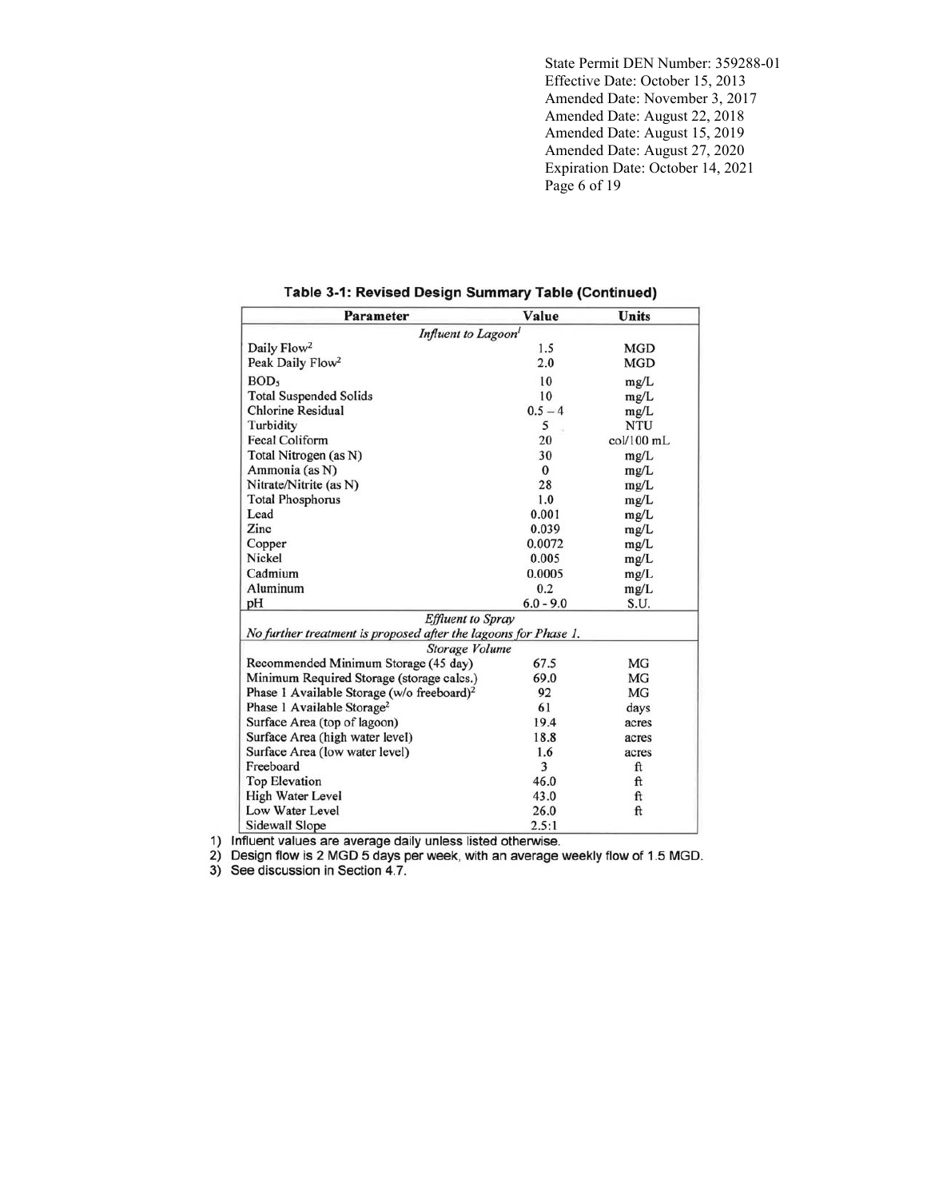State Permit DEN Number: 359288-01
Effective Date: October 15, 2013
Amended Date: November 3, 2017
Amended Date: August 22, 2018
Amended Date: August 15, 2019
Amended Date: August 27, 2020
Expiration Date: October 14, 2021

**Table 3-1: Revised Design Summary Table (Continued)**

| Parameter | Value | Units |
|---|---|---|
| *Influent to Lagoon[1]* | | |
| Daily Flow[2] | 1.5 | MGD |
| Peak Daily Flow[2] | 2.0 | MGD |
| $BOD_5$ | 10 | mg/L |
| Total Suspended Solids | 10 | mg/L |
| Chlorine Residual | 0.5 – 4 | mg/L |
| Turbidity | 5 | NTU |
| Fecal Coliform | 20 | col/100 mL |
| Total Nitrogen (as N) | 30 | mg/L |
| Ammonia (as N) | 0 | mg/L |
| Nitrate/Nitrite (as N) | 28 | mg/L |
| Total Phosphorus | 1.0 | mg/L |
| Lead | 0.001 | mg/L |
| Zinc | 0.039 | mg/L |
| Copper | 0.0072 | mg/L |
| Nickel | 0.005 | mg/L |
| Cadmium | 0.0005 | mg/L |
| Aluminum | 0.2 | mg/L |
| pH | 6.0 - 9.0 | S.U. |
| *Effluent to Spray* | | |
| *No further treatment is proposed after the lagoons for Phase 1.* | | |
| *Storage Volume* | | |
| Recommended Minimum Storage (45 day) | 67.5 | MG |
| Minimum Required Storage (storage calcs.) | 69.0 | MG |
| Phase 1 Available Storage (w/o freeboard)[2] | 92 | MG |
| Phase 1 Available Storage[2] | 61 | days |
| Surface Area (top of lagoon) | 19.4 | acres |
| Surface Area (high water level) | 18.8 | acres |
| Surface Area (low water level) | 1.6 | acres |
| Freeboard | 3 | ft |
| Top Elevation | 46.0 | ft |
| High Water Level | 43.0 | ft |
| Low Water Level | 26.0 | ft |
| Sidewall Slope | 2.5:1 | |

1) Influent values are average daily unless listed otherwise.
2) Design flow is 2 MGD 5 days per week, with an average weekly flow of 1.5 MGD.
3) See discussion in Section 4.7.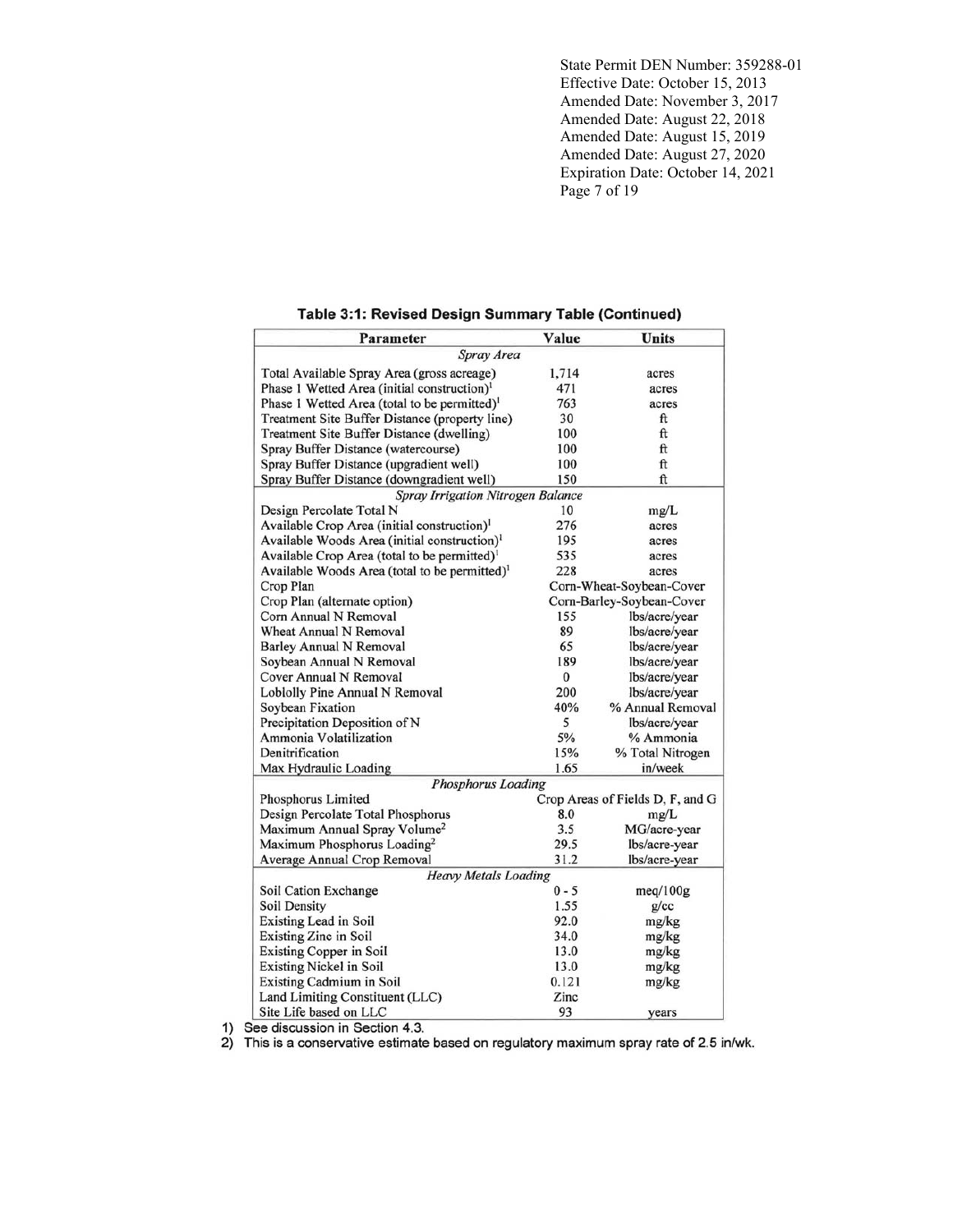State Permit DEN Number: 359288-01
Effective Date: October 15, 2013
Amended Date: November 3, 2017
Amended Date: August 22, 2018
Amended Date: August 15, 2019
Amended Date: August 27, 2020
Expiration Date: October 14, 2021

**Table 3:1: Revised Design Summary Table (Continued)**

| Parameter | Value | Units |
|---|---|---|
| *Spray Area* | | |
| Total Available Spray Area (gross acreage) | 1,714 | acres |
| Phase 1 Wetted Area (initial construction)[1] | 471 | acres |
| Phase 1 Wetted Area (total to be permitted)[1] | 763 | acres |
| Treatment Site Buffer Distance (property line) | 30 | ft |
| Treatment Site Buffer Distance (dwelling) | 100 | ft |
| Spray Buffer Distance (watercourse) | 100 | ft |
| Spray Buffer Distance (upgradient well) | 100 | ft |
| Spray Buffer Distance (downgradient well) | 150 | ft |
| *Spray Irrigation Nitrogen Balance* | | |
| Design Percolate Total N | 10 | mg/L |
| Available Crop Area (initial construction)[1] | 276 | acres |
| Available Woods Area (initial construction)[1] | 195 | acres |
| Available Crop Area (total to be permitted)[1] | 535 | acres |
| Available Woods Area (total to be permitted)[1] | 228 | acres |
| Crop Plan | Corn-Wheat-Soybean-Cover | |
| Crop Plan (alternate option) | Corn-Barley-Soybean-Cover | |
| Corn Annual N Removal | 155 | lbs/acre/year |
| Wheat Annual N Removal | 89 | lbs/acre/year |
| Barley Annual N Removal | 65 | lbs/acre/year |
| Soybean Annual N Removal | 189 | lbs/acre/year |
| Cover Annual N Removal | 0 | lbs/acre/year |
| Loblolly Pine Annual N Removal | 200 | lbs/acre/year |
| Soybean Fixation | 40% | % Annual Removal |
| Precipitation Deposition of N | 5 | lbs/acre/year |
| Ammonia Volatilization | 5% | % Ammonia |
| Denitrification | 15% | % Total Nitrogen |
| Max Hydraulic Loading | 1.65 | in/week |
| *Phosphorus Loading* | | |
| Phosphorus Limited | Crop Areas of Fields D, F, and G | |
| Design Percolate Total Phosphorus | 8.0 | mg/L |
| Maximum Annual Spray Volume[2] | 3.5 | MG/acre-year |
| Maximum Phosphorus Loading[2] | 29.5 | lbs/acre-year |
| Average Annual Crop Removal | 31.2 | lbs/acre-year |
| *Heavy Metals Loading* | | |
| Soil Cation Exchange | 0 - 5 | meq/100g |
| Soil Density | 1.55 | g/cc |
| Existing Lead in Soil | 92.0 | mg/kg |
| Existing Zinc in Soil | 34.0 | mg/kg |
| Existing Copper in Soil | 13.0 | mg/kg |
| Existing Nickel in Soil | 13.0 | mg/kg |
| Existing Cadmium in Soil | 0.121 | mg/kg |
| Land Limiting Constituent (LLC) | Zinc | |
| Site Life based on LLC | 93 | years |

1) See discussion in Section 4.3.
2) This is a conservative estimate based on regulatory maximum spray rate of 2.5 in/wk.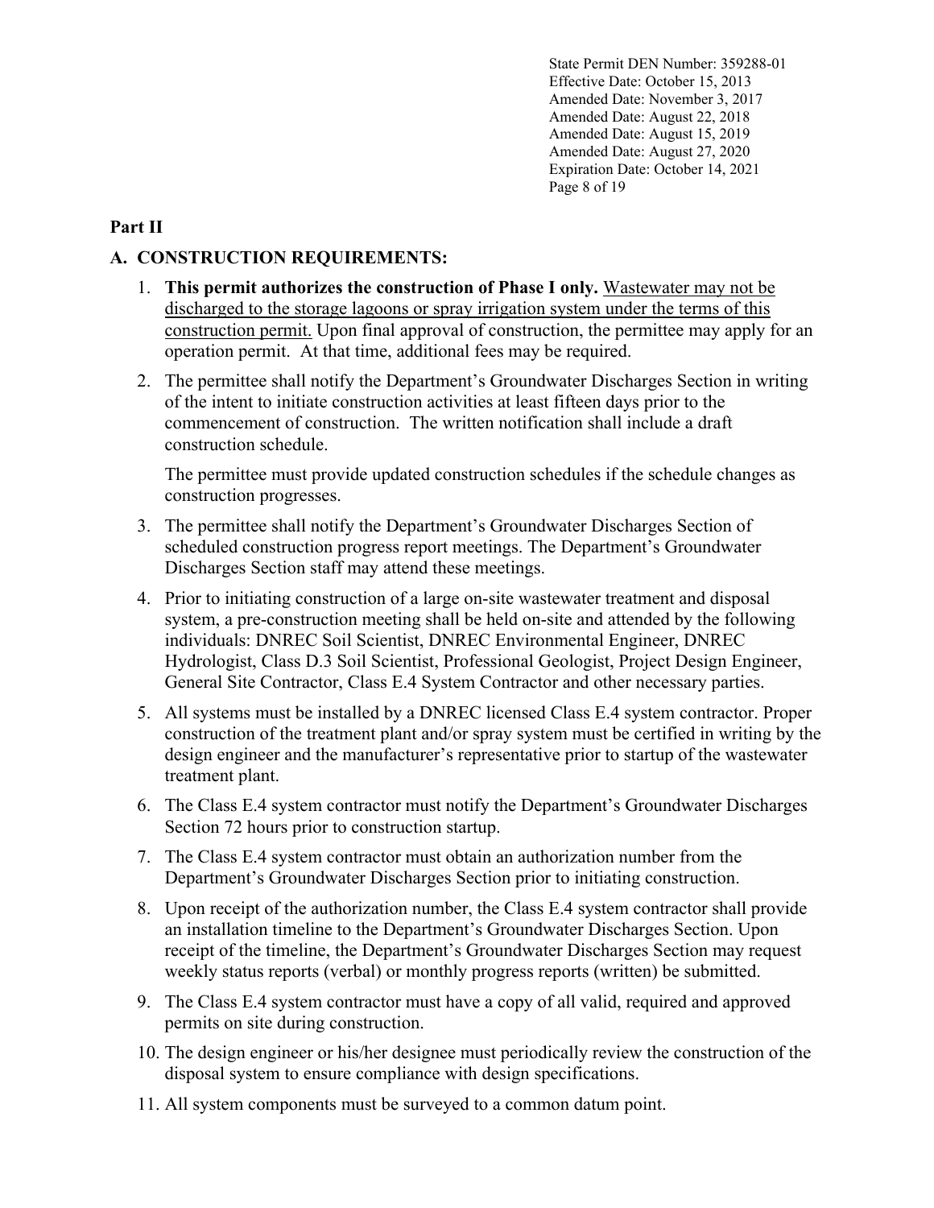## Part II

### A. CONSTRUCTION REQUIREMENTS:

1. **This permit authorizes the construction of Phase I only.** <u>Wastewater may not be discharged to the storage lagoons or spray irrigation system under the terms of this construction permit.</u> Upon final approval of construction, the permittee may apply for an operation permit. At that time, additional fees may be required.

2. The permittee shall notify the Department's Groundwater Discharges Section in writing of the intent to initiate construction activities at least fifteen days prior to the commencement of construction. The written notification shall include a draft construction schedule.

   The permittee must provide updated construction schedules if the schedule changes as construction progresses.

3. The permittee shall notify the Department's Groundwater Discharges Section of scheduled construction progress report meetings. The Department's Groundwater Discharges Section staff may attend these meetings.

4. Prior to initiating construction of a large on-site wastewater treatment and disposal system, a pre-construction meeting shall be held on-site and attended by the following individuals: DNREC Soil Scientist, DNREC Environmental Engineer, DNREC Hydrologist, Class D.3 Soil Scientist, Professional Geologist, Project Design Engineer, General Site Contractor, Class E.4 System Contractor and other necessary parties.

5. All systems must be installed by a DNREC licensed Class E.4 system contractor. Proper construction of the treatment plant and/or spray system must be certified in writing by the design engineer and the manufacturer's representative prior to startup of the wastewater treatment plant.

6. The Class E.4 system contractor must notify the Department's Groundwater Discharges Section 72 hours prior to construction startup.

7. The Class E.4 system contractor must obtain an authorization number from the Department's Groundwater Discharges Section prior to initiating construction.

8. Upon receipt of the authorization number, the Class E.4 system contractor shall provide an installation timeline to the Department's Groundwater Discharges Section. Upon receipt of the timeline, the Department's Groundwater Discharges Section may request weekly status reports (verbal) or monthly progress reports (written) be submitted.

9. The Class E.4 system contractor must have a copy of all valid, required and approved permits on site during construction.

10. The design engineer or his/her designee must periodically review the construction of the disposal system to ensure compliance with design specifications.

11. All system components must be surveyed to a common datum point.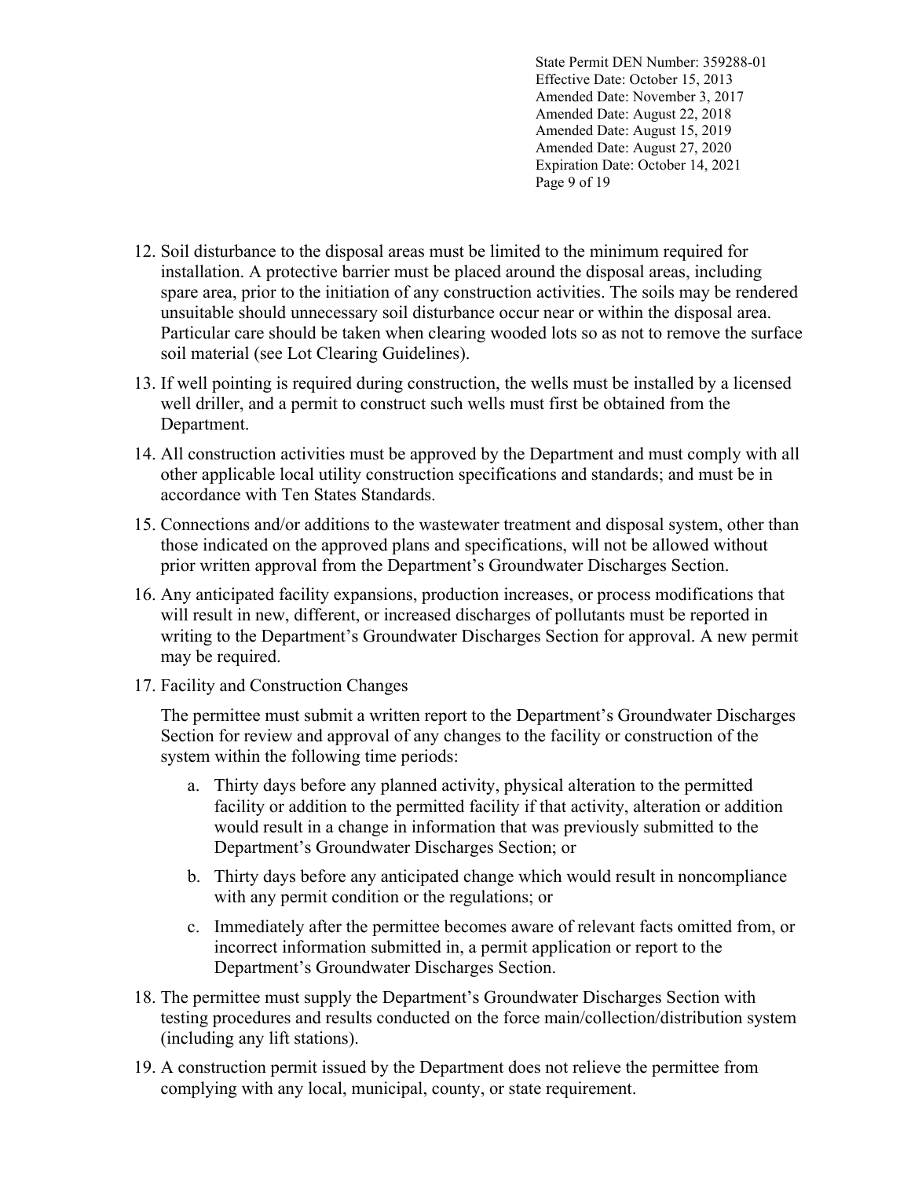12. Soil disturbance to the disposal areas must be limited to the minimum required for installation. A protective barrier must be placed around the disposal areas, including spare area, prior to the initiation of any construction activities. The soils may be rendered unsuitable should unnecessary soil disturbance occur near or within the disposal area. Particular care should be taken when clearing wooded lots so as not to remove the surface soil material (see Lot Clearing Guidelines).

13. If well pointing is required during construction, the wells must be installed by a licensed well driller, and a permit to construct such wells must first be obtained from the Department.

14. All construction activities must be approved by the Department and must comply with all other applicable local utility construction specifications and standards; and must be in accordance with Ten States Standards.

15. Connections and/or additions to the wastewater treatment and disposal system, other than those indicated on the approved plans and specifications, will not be allowed without prior written approval from the Department's Groundwater Discharges Section.

16. Any anticipated facility expansions, production increases, or process modifications that will result in new, different, or increased discharges of pollutants must be reported in writing to the Department's Groundwater Discharges Section for approval. A new permit may be required.

17. Facility and Construction Changes

    The permittee must submit a written report to the Department's Groundwater Discharges Section for review and approval of any changes to the facility or construction of the system within the following time periods:

    a. Thirty days before any planned activity, physical alteration to the permitted facility or addition to the permitted facility if that activity, alteration or addition would result in a change in information that was previously submitted to the Department's Groundwater Discharges Section; or

    b. Thirty days before any anticipated change which would result in noncompliance with any permit condition or the regulations; or

    c. Immediately after the permittee becomes aware of relevant facts omitted from, or incorrect information submitted in, a permit application or report to the Department's Groundwater Discharges Section.

18. The permittee must supply the Department's Groundwater Discharges Section with testing procedures and results conducted on the force main/collection/distribution system (including any lift stations).

19. A construction permit issued by the Department does not relieve the permittee from complying with any local, municipal, county, or state requirement.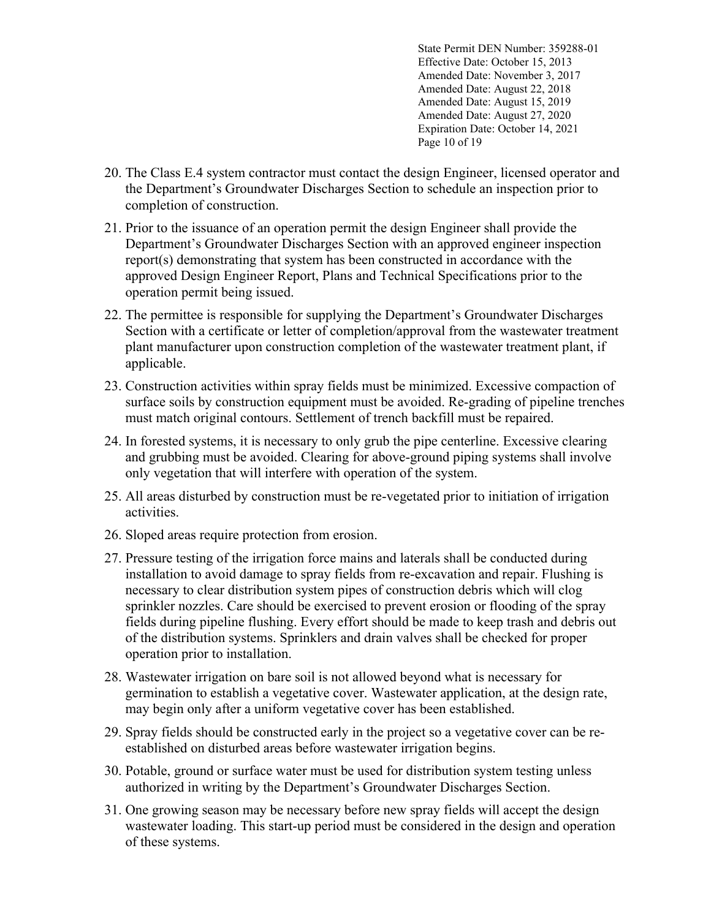20. The Class E.4 system contractor must contact the design Engineer, licensed operator and the Department's Groundwater Discharges Section to schedule an inspection prior to completion of construction.

21. Prior to the issuance of an operation permit the design Engineer shall provide the Department's Groundwater Discharges Section with an approved engineer inspection report(s) demonstrating that system has been constructed in accordance with the approved Design Engineer Report, Plans and Technical Specifications prior to the operation permit being issued.

22. The permittee is responsible for supplying the Department's Groundwater Discharges Section with a certificate or letter of completion/approval from the wastewater treatment plant manufacturer upon construction completion of the wastewater treatment plant, if applicable.

23. Construction activities within spray fields must be minimized. Excessive compaction of surface soils by construction equipment must be avoided. Re-grading of pipeline trenches must match original contours. Settlement of trench backfill must be repaired.

24. In forested systems, it is necessary to only grub the pipe centerline. Excessive clearing and grubbing must be avoided. Clearing for above-ground piping systems shall involve only vegetation that will interfere with operation of the system.

25. All areas disturbed by construction must be re-vegetated prior to initiation of irrigation activities.

26. Sloped areas require protection from erosion.

27. Pressure testing of the irrigation force mains and laterals shall be conducted during installation to avoid damage to spray fields from re-excavation and repair. Flushing is necessary to clear distribution system pipes of construction debris which will clog sprinkler nozzles. Care should be exercised to prevent erosion or flooding of the spray fields during pipeline flushing. Every effort should be made to keep trash and debris out of the distribution systems. Sprinklers and drain valves shall be checked for proper operation prior to installation.

28. Wastewater irrigation on bare soil is not allowed beyond what is necessary for germination to establish a vegetative cover. Wastewater application, at the design rate, may begin only after a uniform vegetative cover has been established.

29. Spray fields should be constructed early in the project so a vegetative cover can be re-established on disturbed areas before wastewater irrigation begins.

30. Potable, ground or surface water must be used for distribution system testing unless authorized in writing by the Department's Groundwater Discharges Section.

31. One growing season may be necessary before new spray fields will accept the design wastewater loading. This start-up period must be considered in the design and operation of these systems.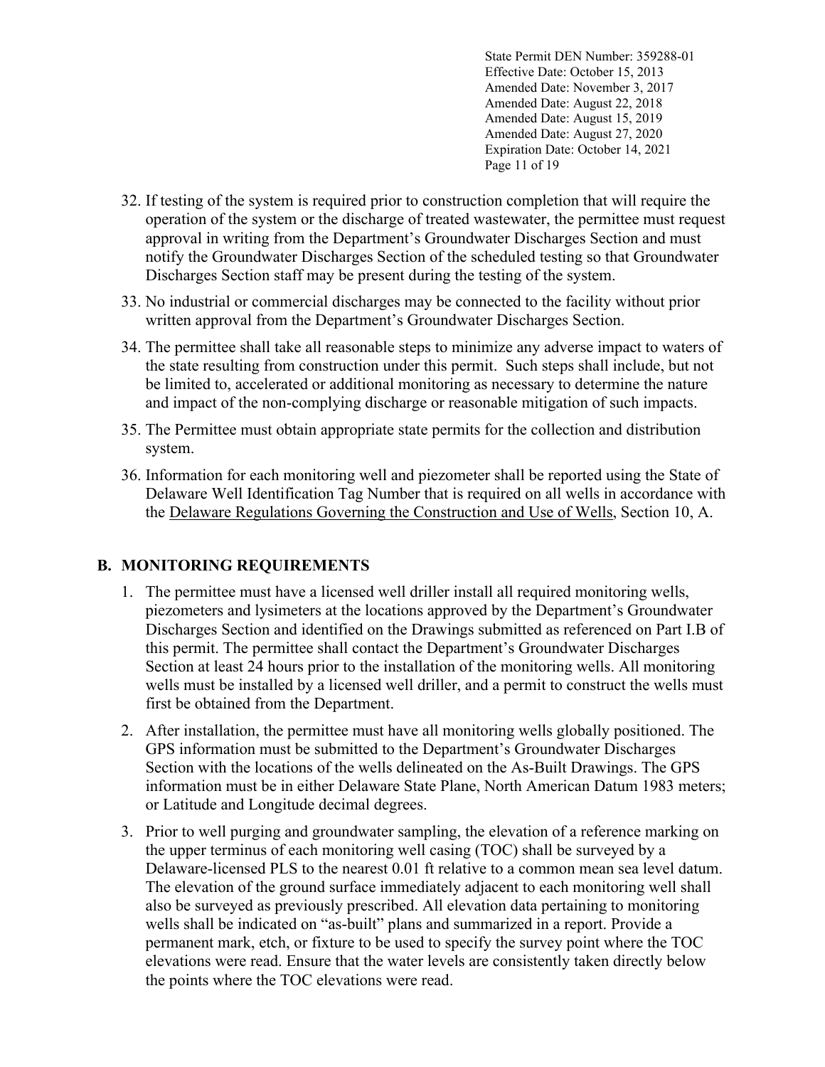32. If testing of the system is required prior to construction completion that will require the operation of the system or the discharge of treated wastewater, the permittee must request approval in writing from the Department's Groundwater Discharges Section and must notify the Groundwater Discharges Section of the scheduled testing so that Groundwater Discharges Section staff may be present during the testing of the system.

33. No industrial or commercial discharges may be connected to the facility without prior written approval from the Department's Groundwater Discharges Section.

34. The permittee shall take all reasonable steps to minimize any adverse impact to waters of the state resulting from construction under this permit. Such steps shall include, but not be limited to, accelerated or additional monitoring as necessary to determine the nature and impact of the non-complying discharge or reasonable mitigation of such impacts.

35. The Permittee must obtain appropriate state permits for the collection and distribution system.

36. Information for each monitoring well and piezometer shall be reported using the State of Delaware Well Identification Tag Number that is required on all wells in accordance with the Delaware Regulations Governing the Construction and Use of Wells, Section 10, A.

## B. MONITORING REQUIREMENTS

1. The permittee must have a licensed well driller install all required monitoring wells, piezometers and lysimeters at the locations approved by the Department's Groundwater Discharges Section and identified on the Drawings submitted as referenced on Part I.B of this permit. The permittee shall contact the Department's Groundwater Discharges Section at least 24 hours prior to the installation of the monitoring wells. All monitoring wells must be installed by a licensed well driller, and a permit to construct the wells must first be obtained from the Department.

2. After installation, the permittee must have all monitoring wells globally positioned. The GPS information must be submitted to the Department's Groundwater Discharges Section with the locations of the wells delineated on the As-Built Drawings. The GPS information must be in either Delaware State Plane, North American Datum 1983 meters; or Latitude and Longitude decimal degrees.

3. Prior to well purging and groundwater sampling, the elevation of a reference marking on the upper terminus of each monitoring well casing (TOC) shall be surveyed by a Delaware-licensed PLS to the nearest 0.01 ft relative to a common mean sea level datum. The elevation of the ground surface immediately adjacent to each monitoring well shall also be surveyed as previously prescribed. All elevation data pertaining to monitoring wells shall be indicated on "as-built" plans and summarized in a report. Provide a permanent mark, etch, or fixture to be used to specify the survey point where the TOC elevations were read. Ensure that the water levels are consistently taken directly below the points where the TOC elevations were read.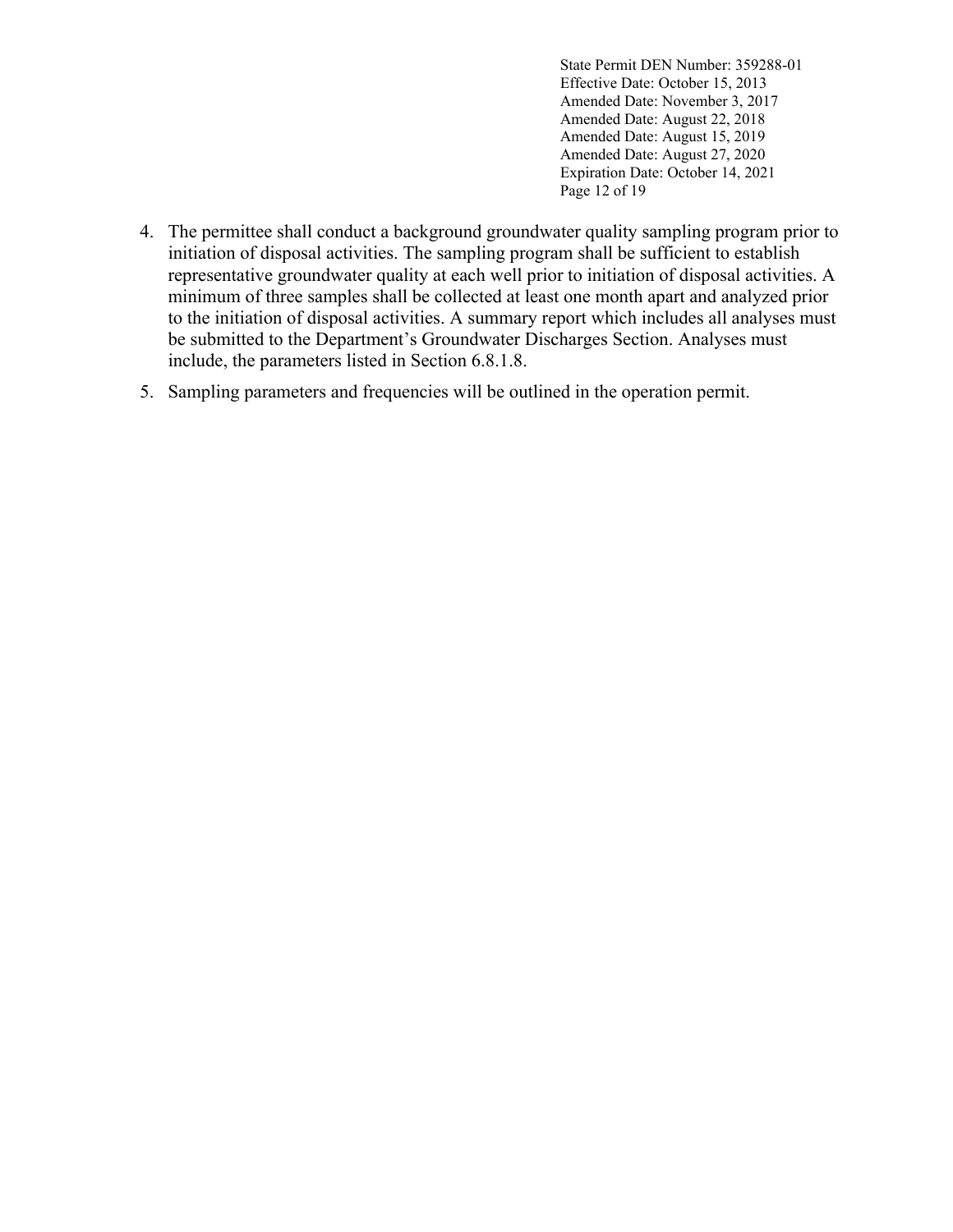4. The permittee shall conduct a background groundwater quality sampling program prior to initiation of disposal activities. The sampling program shall be sufficient to establish representative groundwater quality at each well prior to initiation of disposal activities. A minimum of three samples shall be collected at least one month apart and analyzed prior to the initiation of disposal activities. A summary report which includes all analyses must be submitted to the Department's Groundwater Discharges Section. Analyses must include, the parameters listed in Section 6.8.1.8.

5. Sampling parameters and frequencies will be outlined in the operation permit.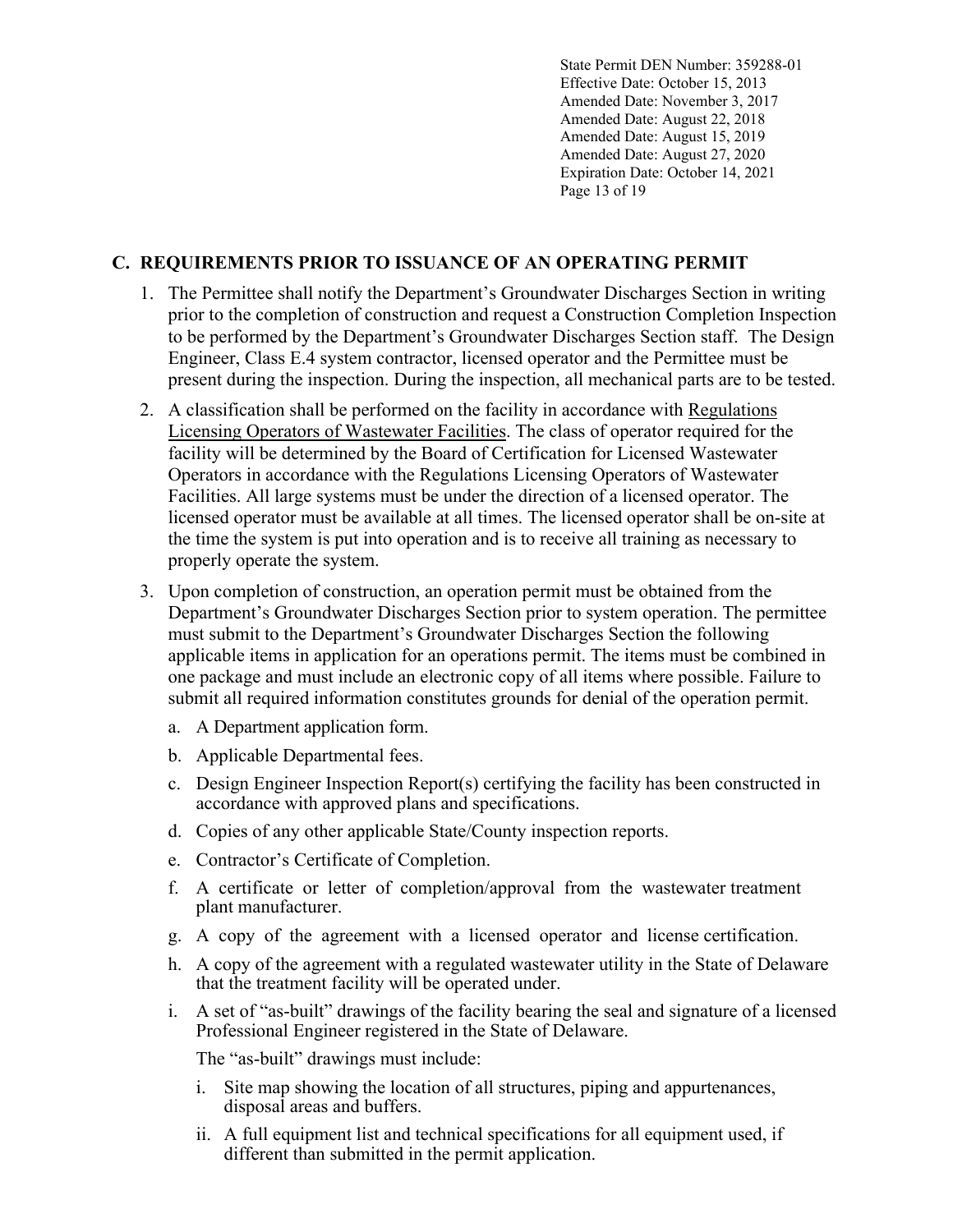## C. REQUIREMENTS PRIOR TO ISSUANCE OF AN OPERATING PERMIT

1. The Permittee shall notify the Department's Groundwater Discharges Section in writing prior to the completion of construction and request a Construction Completion Inspection to be performed by the Department's Groundwater Discharges Section staff. The Design Engineer, Class E.4 system contractor, licensed operator and the Permittee must be present during the inspection. During the inspection, all mechanical parts are to be tested.

2. A classification shall be performed on the facility in accordance with Regulations Licensing Operators of Wastewater Facilities. The class of operator required for the facility will be determined by the Board of Certification for Licensed Wastewater Operators in accordance with the Regulations Licensing Operators of Wastewater Facilities. All large systems must be under the direction of a licensed operator. The licensed operator must be available at all times. The licensed operator shall be on-site at the time the system is put into operation and is to receive all training as necessary to properly operate the system.

3. Upon completion of construction, an operation permit must be obtained from the Department's Groundwater Discharges Section prior to system operation. The permittee must submit to the Department's Groundwater Discharges Section the following applicable items in application for an operations permit. The items must be combined in one package and must include an electronic copy of all items where possible. Failure to submit all required information constitutes grounds for denial of the operation permit.

   a. A Department application form.

   b. Applicable Departmental fees.

   c. Design Engineer Inspection Report(s) certifying the facility has been constructed in accordance with approved plans and specifications.

   d. Copies of any other applicable State/County inspection reports.

   e. Contractor's Certificate of Completion.

   f. A certificate or letter of completion/approval from the wastewater treatment plant manufacturer.

   g. A copy of the agreement with a licensed operator and license certification.

   h. A copy of the agreement with a regulated wastewater utility in the State of Delaware that the treatment facility will be operated under.

   i. A set of "as-built" drawings of the facility bearing the seal and signature of a licensed Professional Engineer registered in the State of Delaware.

      The "as-built" drawings must include:

      i. Site map showing the location of all structures, piping and appurtenances, disposal areas and buffers.

      ii. A full equipment list and technical specifications for all equipment used, if different than submitted in the permit application.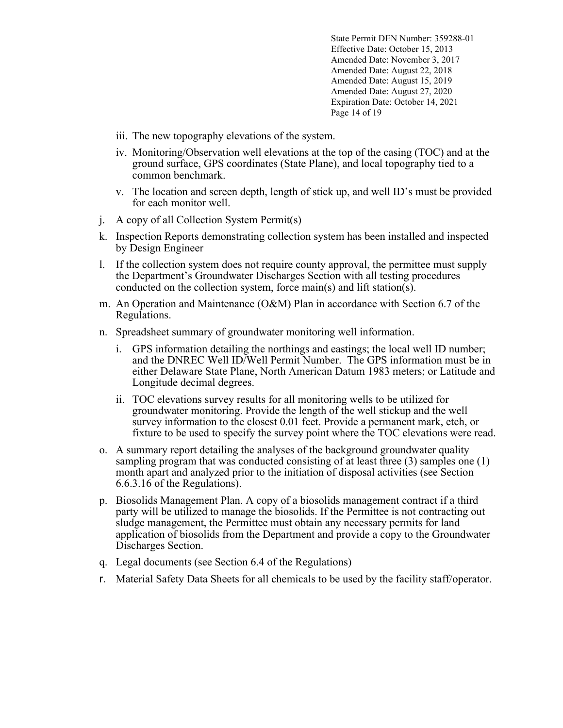iii. The new topography elevations of the system.

iv. Monitoring/Observation well elevations at the top of the casing (TOC) and at the ground surface, GPS coordinates (State Plane), and local topography tied to a common benchmark.

v. The location and screen depth, length of stick up, and well ID's must be provided for each monitor well.

j. A copy of all Collection System Permit(s)

k. Inspection Reports demonstrating collection system has been installed and inspected by Design Engineer

l. If the collection system does not require county approval, the permittee must supply the Department's Groundwater Discharges Section with all testing procedures conducted on the collection system, force main(s) and lift station(s).

m. An Operation and Maintenance (O&M) Plan in accordance with Section 6.7 of the Regulations.

n. Spreadsheet summary of groundwater monitoring well information.

   i. GPS information detailing the northings and eastings; the local well ID number; and the DNREC Well ID/Well Permit Number. The GPS information must be in either Delaware State Plane, North American Datum 1983 meters; or Latitude and Longitude decimal degrees.

   ii. TOC elevations survey results for all monitoring wells to be utilized for groundwater monitoring. Provide the length of the well stickup and the well survey information to the closest 0.01 feet. Provide a permanent mark, etch, or fixture to be used to specify the survey point where the TOC elevations were read.

o. A summary report detailing the analyses of the background groundwater quality sampling program that was conducted consisting of at least three (3) samples one (1) month apart and analyzed prior to the initiation of disposal activities (see Section 6.6.3.16 of the Regulations).

p. Biosolids Management Plan. A copy of a biosolids management contract if a third party will be utilized to manage the biosolids. If the Permittee is not contracting out sludge management, the Permittee must obtain any necessary permits for land application of biosolids from the Department and provide a copy to the Groundwater Discharges Section.

q. Legal documents (see Section 6.4 of the Regulations)

r. Material Safety Data Sheets for all chemicals to be used by the facility staff/operator.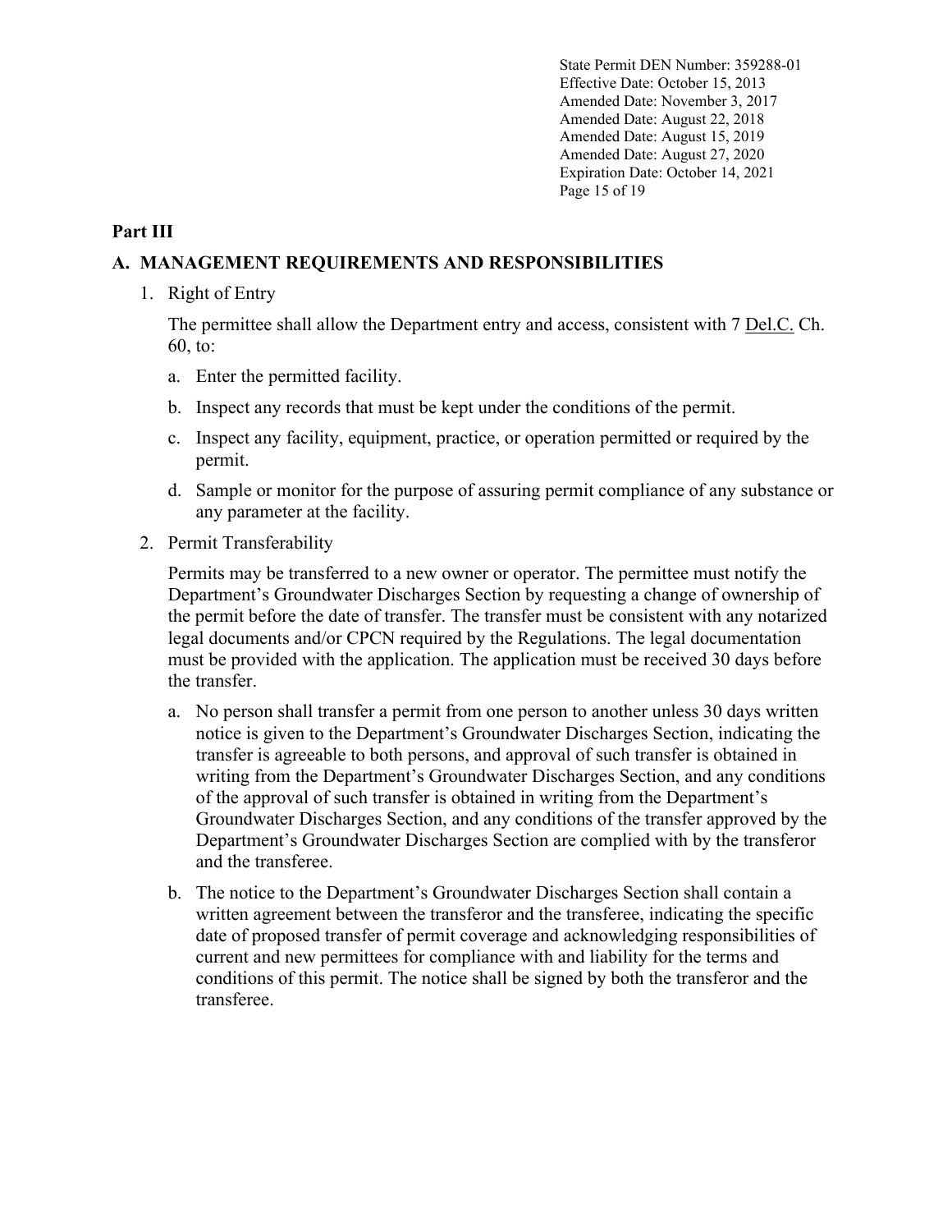## Part III

### A. MANAGEMENT REQUIREMENTS AND RESPONSIBILITIES

1. Right of Entry

   The permittee shall allow the Department entry and access, consistent with 7 Del.C. Ch. 60, to:

   a. Enter the permitted facility.

   b. Inspect any records that must be kept under the conditions of the permit.

   c. Inspect any facility, equipment, practice, or operation permitted or required by the permit.

   d. Sample or monitor for the purpose of assuring permit compliance of any substance or any parameter at the facility.

2. Permit Transferability

   Permits may be transferred to a new owner or operator. The permittee must notify the Department's Groundwater Discharges Section by requesting a change of ownership of the permit before the date of transfer. The transfer must be consistent with any notarized legal documents and/or CPCN required by the Regulations. The legal documentation must be provided with the application. The application must be received 30 days before the transfer.

   a. No person shall transfer a permit from one person to another unless 30 days written notice is given to the Department's Groundwater Discharges Section, indicating the transfer is agreeable to both persons, and approval of such transfer is obtained in writing from the Department's Groundwater Discharges Section, and any conditions of the approval of such transfer is obtained in writing from the Department's Groundwater Discharges Section, and any conditions of the transfer approved by the Department's Groundwater Discharges Section are complied with by the transferor and the transferee.

   b. The notice to the Department's Groundwater Discharges Section shall contain a written agreement between the transferor and the transferee, indicating the specific date of proposed transfer of permit coverage and acknowledging responsibilities of current and new permittees for compliance with and liability for the terms and conditions of this permit. The notice shall be signed by both the transferor and the transferee.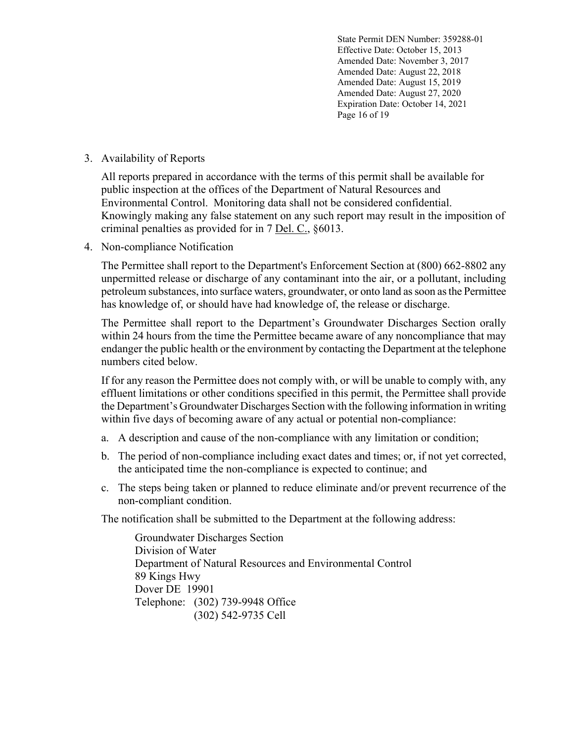3. Availability of Reports

   All reports prepared in accordance with the terms of this permit shall be available for public inspection at the offices of the Department of Natural Resources and Environmental Control. Monitoring data shall not be considered confidential. Knowingly making any false statement on any such report may result in the imposition of criminal penalties as provided for in 7 Del. C., §6013.

4. Non-compliance Notification

   The Permittee shall report to the Department's Enforcement Section at (800) 662-8802 any unpermitted release or discharge of any contaminant into the air, or a pollutant, including petroleum substances, into surface waters, groundwater, or onto land as soon as the Permittee has knowledge of, or should have had knowledge of, the release or discharge.

   The Permittee shall report to the Department's Groundwater Discharges Section orally within 24 hours from the time the Permittee became aware of any noncompliance that may endanger the public health or the environment by contacting the Department at the telephone numbers cited below.

   If for any reason the Permittee does not comply with, or will be unable to comply with, any effluent limitations or other conditions specified in this permit, the Permittee shall provide the Department's Groundwater Discharges Section with the following information in writing within five days of becoming aware of any actual or potential non-compliance:

   a. A description and cause of the non-compliance with any limitation or condition;

   b. The period of non-compliance including exact dates and times; or, if not yet corrected, the anticipated time the non-compliance is expected to continue; and

   c. The steps being taken or planned to reduce eliminate and/or prevent recurrence of the non-compliant condition.

   The notification shall be submitted to the Department at the following address:

   Groundwater Discharges Section
   Division of Water
   Department of Natural Resources and Environmental Control
   89 Kings Hwy
   Dover DE 19901
   Telephone: (302) 739-9948 Office
   (302) 542-9735 Cell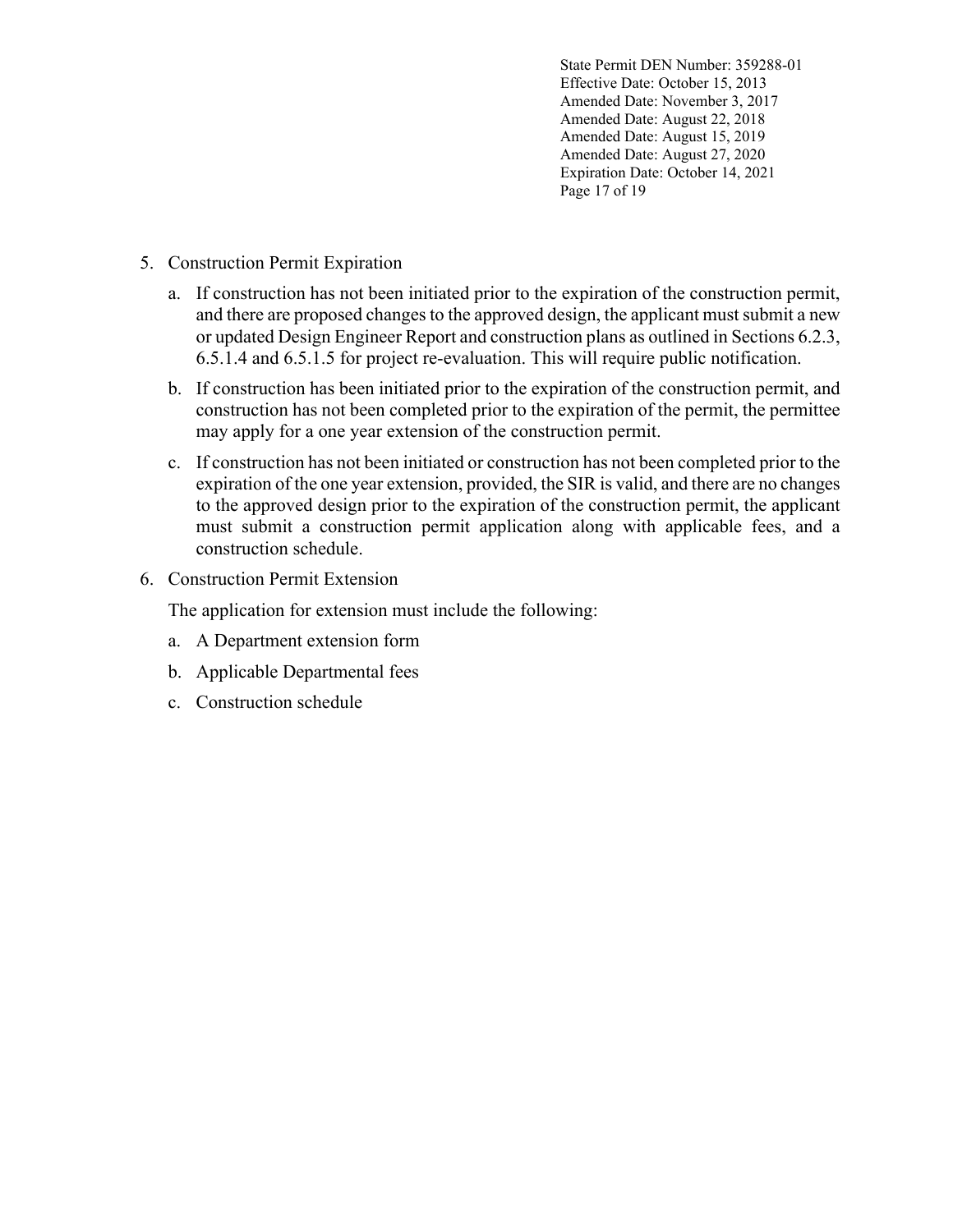5. Construction Permit Expiration

   a. If construction has not been initiated prior to the expiration of the construction permit, and there are proposed changes to the approved design, the applicant must submit a new or updated Design Engineer Report and construction plans as outlined in Sections 6.2.3, 6.5.1.4 and 6.5.1.5 for project re-evaluation. This will require public notification.

   b. If construction has been initiated prior to the expiration of the construction permit, and construction has not been completed prior to the expiration of the permit, the permittee may apply for a one year extension of the construction permit.

   c. If construction has not been initiated or construction has not been completed prior to the expiration of the one year extension, provided, the SIR is valid, and there are no changes to the approved design prior to the expiration of the construction permit, the applicant must submit a construction permit application along with applicable fees, and a construction schedule.

6. Construction Permit Extension

   The application for extension must include the following:

   a. A Department extension form

   b. Applicable Departmental fees

   c. Construction schedule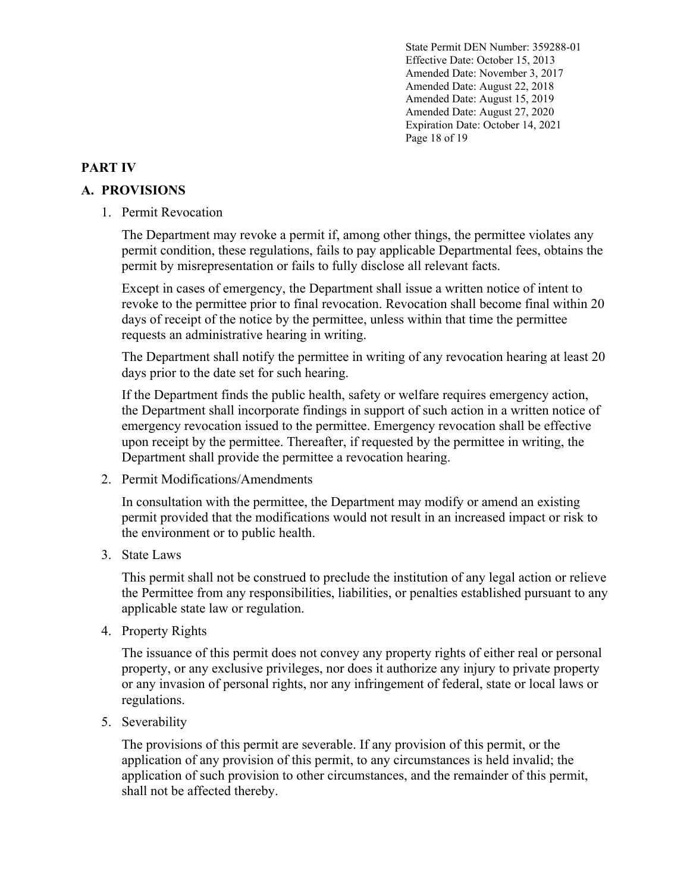## PART IV

### A. PROVISIONS

1. Permit Revocation

   The Department may revoke a permit if, among other things, the permittee violates any permit condition, these regulations, fails to pay applicable Departmental fees, obtains the permit by misrepresentation or fails to fully disclose all relevant facts.

   Except in cases of emergency, the Department shall issue a written notice of intent to revoke to the permittee prior to final revocation. Revocation shall become final within 20 days of receipt of the notice by the permittee, unless within that time the permittee requests an administrative hearing in writing.

   The Department shall notify the permittee in writing of any revocation hearing at least 20 days prior to the date set for such hearing.

   If the Department finds the public health, safety or welfare requires emergency action, the Department shall incorporate findings in support of such action in a written notice of emergency revocation issued to the permittee. Emergency revocation shall be effective upon receipt by the permittee. Thereafter, if requested by the permittee in writing, the Department shall provide the permittee a revocation hearing.

2. Permit Modifications/Amendments

   In consultation with the permittee, the Department may modify or amend an existing permit provided that the modifications would not result in an increased impact or risk to the environment or to public health.

3. State Laws

   This permit shall not be construed to preclude the institution of any legal action or relieve the Permittee from any responsibilities, liabilities, or penalties established pursuant to any applicable state law or regulation.

4. Property Rights

   The issuance of this permit does not convey any property rights of either real or personal property, or any exclusive privileges, nor does it authorize any injury to private property or any invasion of personal rights, nor any infringement of federal, state or local laws or regulations.

5. Severability

   The provisions of this permit are severable. If any provision of this permit, or the application of any provision of this permit, to any circumstances is held invalid; the application of such provision to other circumstances, and the remainder of this permit, shall not be affected thereby.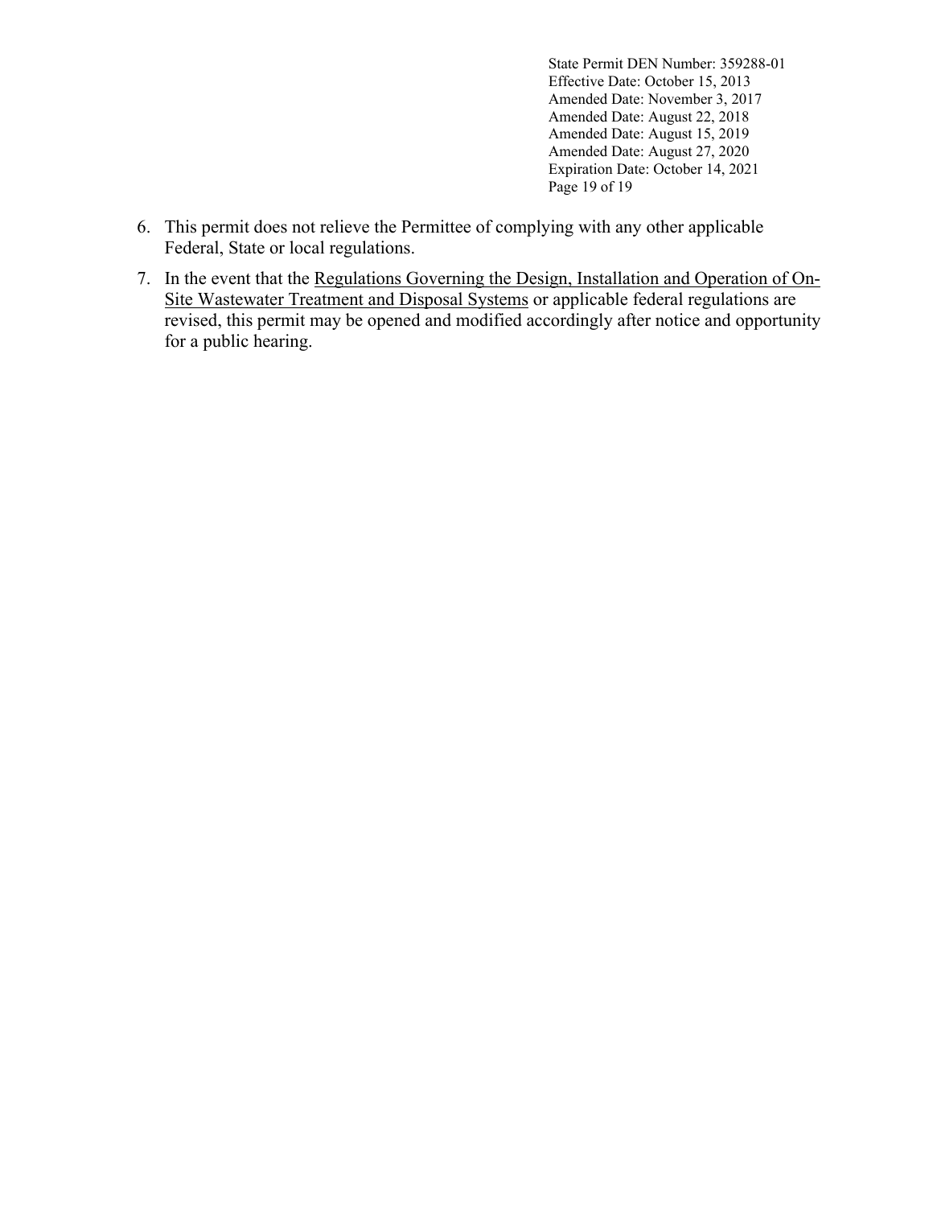6. This permit does not relieve the Permittee of complying with any other applicable Federal, State or local regulations.

7. In the event that the Regulations Governing the Design, Installation and Operation of On-Site Wastewater Treatment and Disposal Systems or applicable federal regulations are revised, this permit may be opened and modified accordingly after notice and opportunity for a public hearing.